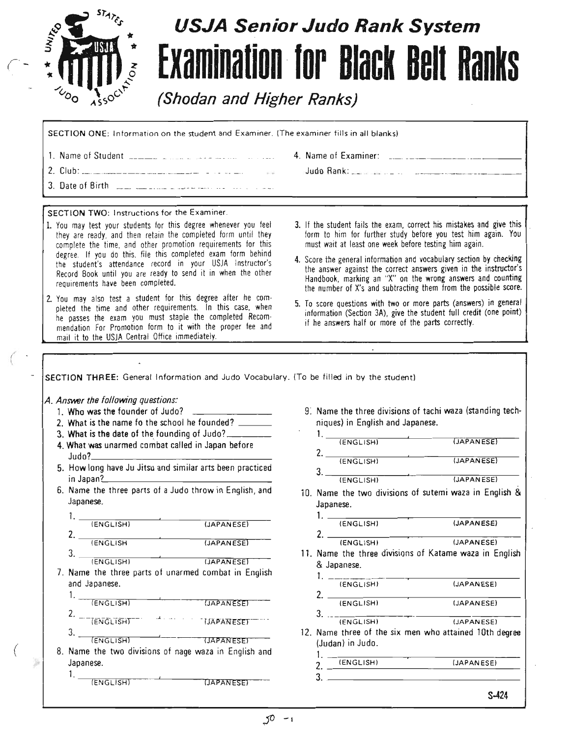# USJA Senior Judo Rank System

# Examination for Black Belt Ranks

*(Shodan and Higher Ranks)*

**SECTION ONE:** Information on the student and Examiner. (The examiner fills in all blanks)

1. Name of Student ______________________
2. Club: ______________________
3. Date of Birth ______________________
4. Name of Examiner: ______________________

   Judo Rank: ______________________

**SECTION TWO:** Instructions for the Examiner.

1. You may test your students for this degree whenever you feel they are ready, and then retain the completed form until they complete the time, and other promotion requirements for this degree. If you do this, file this completed exam form behind the student's attendance record in your USJA Instructor's Record Book until you are ready to send it in when the other requirements have been completed.
2. You may also test a student for this degree after he completed the time and other requirements. In this case, when he passes the exam you must staple the completed Recommendation For Promotion form to it with the proper fee and mail it to the USJA Central Office immediately.
3. If the student fails the exam, correct his mistakes and give this form to him for further study before you test him again. You must wait at least one week before testing him again.
4. Score the general information and vocabulary section by checking the answer against the correct answers given in the instructor's Handbook, marking an "X" on the wrong answers and counting the number of X's and subtracting them from the possible score.
5. To score questions with two or more parts (answers) in general information (Section 3A), give the student full credit (one point) if he answers half or more of the parts correctly.

**SECTION THREE:** General Information and Judo Vocabulary. (To be filled in by the student)

*A. Answer the following questions:*

1. Who was the founder of Judo? ______________
2. What is the name fo the school he founded? ______________
3. What is the date of the founding of Judo? ______________
4. What was unarmed combat called in Japan before Judo? ______________
5. How long have Ju Jitsu and similar arts been practiced in Japan? ______________
6. Name the three parts of a Judo throw in English, and Japanese.
   1. ______________ (ENGLISH), ______________ (JAPANESE)
   2. ______________ (ENGLISH, ______________ (JAPANESE)
   3. ______________ (ENGLISH), ______________ (JAPANESE)
7. Name the three parts of unarmed combat in English and Japanese.
   1. ______________ (ENGLISH), ______________ (JAPANESE)
   2. ______________ (ENGLISH), ______________ (JAPANESE)
   3. ______________ (ENGLISH), ______________ (JAPANESE)
8. Name the two divisions of nage waza in English and Japanese.
   1. ______________ (ENGLISH), ______________ (JAPANESE)
9. Name the three divisions of tachi waza (standing techniques) in English and Japanese.
   1. ______________ (ENGLISH), ______________ (JAPANESE)
   2. ______________ (ENGLISH), ______________ (JAPANESE)
   3. ______________ (ENGLISH), ______________ (JAPANESE)
10. Name the two divisions of sutemi waza in English & Japanese.
    1. ______________ (ENGLISH), ______________ (JAPANESE)
    2. ______________ (ENGLISH), ______________ (JAPANESE)
11. Name the three divisions of Katame waza in English & Japanese.
    1. ______________ (ENGLISH), ______________ (JAPANESE)
    2. ______________ (ENGLISH), ______________ (JAPANESE)
    3. ______________ (ENGLISH), ______________ (JAPANESE)
12. Name three of the six men who attained 10th degree (Judan) in Judo.
    1. ______________, ______________
    2. ______________ (ENGLISH), ______________ (JAPANESE)
    3. ______________

S-424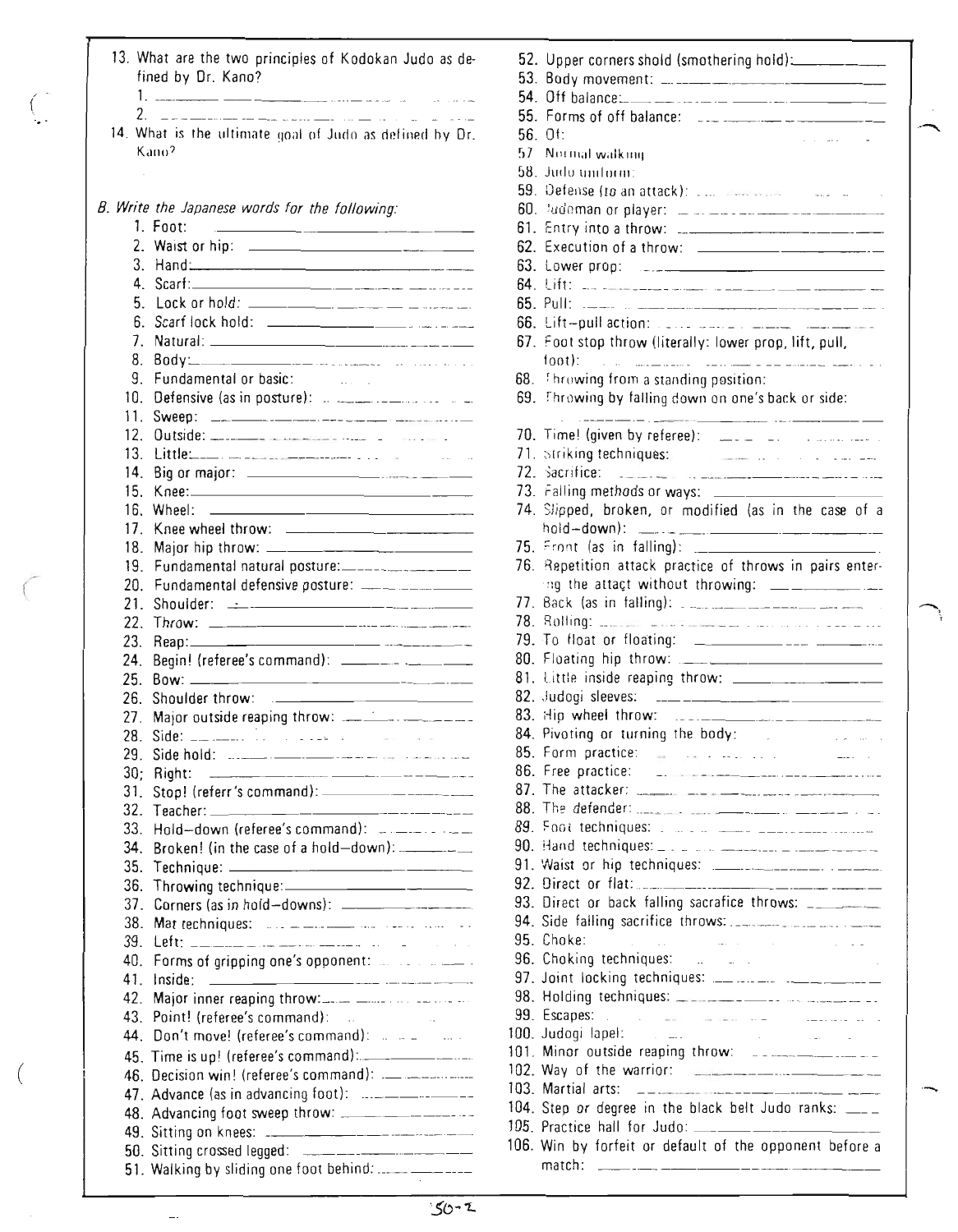13. What are the two principles of Kodokan Judo as defined by Dr. Kano?
    1. ______________________________
    2. ______________________________
14. What is the ultimate goal of Judo as defined by Dr. Kano?

*B. Write the Japanese words for the following:*

1. Foot: ______________________________
2. Waist or hip: ______________________________
3. Hand: ______________________________
4. Scarf: ______________________________
5. Lock or hold: ______________________________
6. Scarf lock hold: ______________________________
7. Natural: ______________________________
8. Body: ______________________________
9. Fundamental or basic: ______________________________
10. Defensive (as in posture): ______________________________
11. Sweep: ______________________________
12. Outside: ______________________________
13. Little: ______________________________
14. Big or major: ______________________________
15. Knee: ______________________________
16. Wheel: ______________________________
17. Knee wheel throw: ______________________________
18. Major hip throw: ______________________________
19. Fundamental natural posture: ______________________________
20. Fundamental defensive posture: ______________________________
21. Shoulder: ______________________________
22. Throw: ______________________________
23. Reap: ______________________________
24. Begin! (referee's command): ______________________________
25. Bow: ______________________________
26. Shoulder throw: ______________________________
27. Major outside reaping throw: ______________________________
28. Side: ______________________________
29. Side hold: ______________________________
30. Right: ______________________________
31. Stop! (referr's command): ______________________________
32. Teacher: ______________________________
33. Hold–down (referee's command): ______________________________
34. Broken! (in the case of a hold–down): ______________________________
35. Technique: ______________________________
36. Throwing technique: ______________________________
37. Corners (as in hold–downs): ______________________________
38. Mat techniques: ______________________________
39. Left: ______________________________
40. Forms of gripping one's opponent: ______________________________
41. Inside: ______________________________
42. Major inner reaping throw: ______________________________
43. Point! (referee's command): ______________________________
44. Don't move! (referee's command): ______________________________
45. Time is up! (referee's command): ______________________________
46. Decision win! (referee's command): ______________________________
47. Advance (as in advancing foot): ______________________________
48. Advancing foot sweep throw: ______________________________
49. Sitting on knees: ______________________________
50. Sitting crossed legged: ______________________________
51. Walking by sliding one foot behind: ______________________________
52. Upper corners shold (smothering hold): ______________________________
53. Body movement: ______________________________
54. Off balance: ______________________________
55. Forms of off balance: ______________________________
56. Of: ______________________________
57. Normal walking: ______________________________
58. Judo uniform: ______________________________
59. Defense (to an attack): ______________________________
60. Judoman or player: ______________________________
61. Entry into a throw: ______________________________
62. Execution of a throw: ______________________________
63. Lower prop: ______________________________
64. Lift: ______________________________
65. Pull: ______________________________
66. Lift–pull action: ______________________________
67. Foot stop throw (literally: lower prop, lift, pull, foot): ______________________________
68. Throwing from a standing position: ______________________________
69. Throwing by falling down on one's back or side: ______________________________
70. Time! (given by referee): ______________________________
71. Striking techniques: ______________________________
72. Sacrifice: ______________________________
73. Falling methods or ways: ______________________________
74. Slipped, broken, or modified (as in the case of a hold–down): ______________________________
75. Front (as in falling): ______________________________
76. Repetition attack practice of throws in pairs entering the attact without throwing: ______________________________
77. Back (as in falling): ______________________________
78. Rolling: ______________________________
79. To float or floating: ______________________________
80. Floating hip throw: ______________________________
81. Little inside reaping throw: ______________________________
82. Judogi sleeves: ______________________________
83. Hip wheel throw: ______________________________
84. Pivoting or turning the body: ______________________________
85. Form practice: ______________________________
86. Free practice: ______________________________
87. The attacker: ______________________________
88. The defender: ______________________________
89. Foot techniques: ______________________________
90. Hand techniques: ______________________________
91. Waist or hip techniques: ______________________________
92. Direct or flat: ______________________________
93. Direct or back falling sacrafice throws: ______________________________
94. Side falling sacrifice throws: ______________________________
95. Choke: ______________________________
96. Choking techniques: ______________________________
97. Joint locking techniques: ______________________________
98. Holding techniques: ______________________________
99. Escapes: ______________________________
100. Judogi lapel: ______________________________
101. Minor outside reaping throw: ______________________________
102. Way of the warrior: ______________________________
103. Martial arts: ______________________________
104. Step or degree in the black belt Judo ranks: ______________________________
105. Practice hall for Judo: ______________________________
106. Win by forfeit or default of the opponent before a match: ______________________________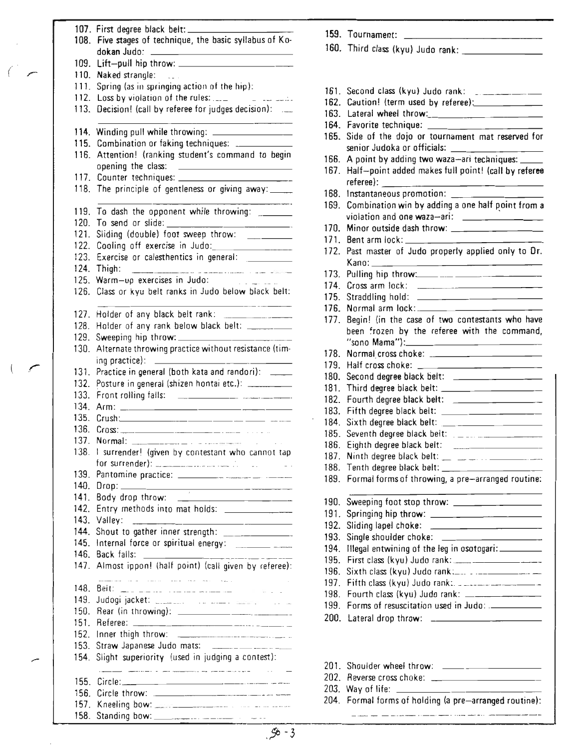107. First degree black belt: ____________
108. Five stages of technique, the basic syllabus of Kodokan Judo: ____________
109. Lift–pull hip throw: ____________
110. Naked strangle: ____________
111. Spring (as in springing action of the hip): ____________
112. Loss by violation of the rules: ____________
113. Decision! (call by referee for judges decision): ____________
114. Winding pull while throwing: ____________
115. Combination or faking techniques: ____________
116. Attention! (ranking student's command to begin opening the class: ____________
117. Counter techniques: ____________
118. The principle of gentleness or giving away: ____________
119. To dash the opponent while throwing: ____________
120. To send or slide: ____________
121. Sliding (double) foot sweep throw: ____________
122. Cooling off exercise in Judo: ____________
123. Exercise or calesthentics in general: ____________
124. Thigh: ____________
125. Warm–up exercises in Judo: ____________
126. Class or kyu belt ranks in Judo below black belt: ____________
127. Holder of any black belt rank: ____________
128. Holder of any rank below black belt: ____________
129. Sweeping hip throw: ____________
130. Alternate throwing practice without resistance (timing practice): ____________
131. Practice in general (both kata and randori): ____________
132. Posture in general (shizen hontai etc.): ____________
133. Front rolling falls: ____________
134. Arm: ____________
135. Crush: ____________
136. Cross: ____________
137. Normal: ____________
138. I surrender! (given by contestant who cannot tap for surrender): ____________
139. Pantomine practice: ____________
140. Drop: ____________
141. Body drop throw: ____________
142. Entry methods into mat holds: ____________
143. Valley: ____________
144. Shout to gather inner strength: ____________
145. Internal force or spiritual energy: ____________
146. Back falls: ____________
147. Almost ippon! (half point) (call given by referee): ____________
148. Belt: ____________
149. Judogi jacket: ____________
150. Rear (in throwing): ____________
151. Referee: ____________
152. Inner thigh throw: ____________
153. Straw Japanese Judo mats: ____________
154. Slight superiority (used in judging a contest): ____________
155. Circle: ____________
156. Circle throw: ____________
157. Kneeling bow: ____________
158. Standing bow: ____________
159. Tournament: ____________
160. Third class (kyu) Judo rank: ____________
161. Second class (kyu) Judo rank: ____________
162. Caution! (term used by referee): ____________
163. Lateral wheel throw: ____________
164. Favorite technique: ____________
165. Side of the dojo or tournament mat reserved for senior Judoka or officials: ____________
166. A point by adding two waza–ari techniques: ____________
167. Half–point added makes full point! (call by referee referee): ____________
168. Instantaneous promotion: ____________
169. Combination win by adding a one half point from a violation and one waza–ari: ____________
170. Minor outside dash throw: ____________
171. Bent arm lock: ____________
172. Past master of Judo properly applied only to Dr. Kano: ____________
173. Pulling hip throw: ____________
174. Cross arm lock: ____________
175. Straddling hold: ____________
176. Normal arm lock: ____________
177. Begin! (in the case of two contestants who have been frozen by the referee with the command, "sono Mama"): ____________
178. Normal cross choke: ____________
179. Half cross choke: ____________
180. Second degree black belt: ____________
181. Third degree black belt: ____________
182. Fourth degree black belt: ____________
183. Fifth degree black belt: ____________
184. Sixth degree black belt: ____________
185. Seventh degree black belt: ____________
186. Eighth degree black belt: ____________
187. Ninth degree black belt: ____________
188. Tenth degree black belt: ____________
189. Formal forms of throwing, a pre–arranged routine: ____________
190. Sweeping foot stop throw: ____________
191. Springing hip throw: ____________
192. Sliding lapel choke: ____________
193. Single shoulder choke: ____________
194. Illegal entwining of the leg in osotogari: ____________
195. First class (kyu) Judo rank: ____________
196. Sixth class (kyu) Judo rank: ____________
197. Fifth class (kyu) Judo rank: ____________
198. Fourth class (kyu) Judo rank: ____________
199. Forms of resuscitation used in Judo: ____________
200. Lateral drop throw: ____________
201. Shoulder wheel throw: ____________
202. Reverse cross choke: ____________
203. Way of life: ____________
204. Formal forms of holding (a pre–arranged routine): ____________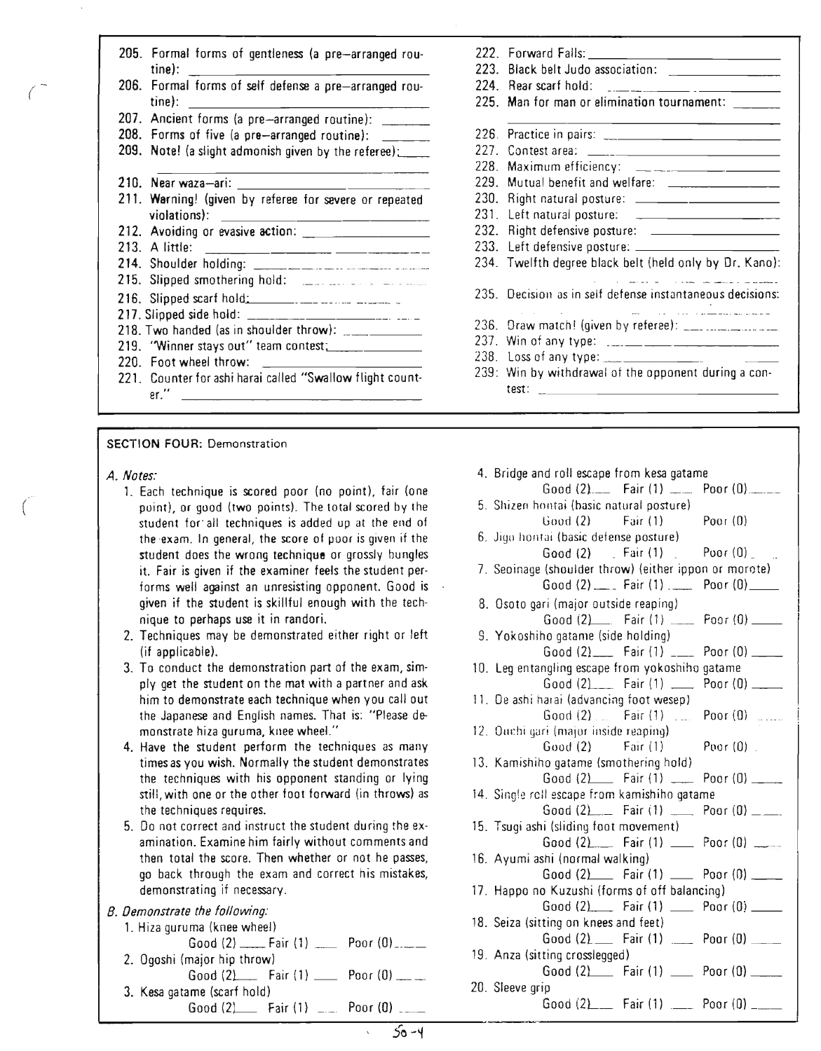205. Formal forms of gentleness (a pre–arranged routine): ______________________

206. Formal forms of self defense a pre–arranged routine): ______________________

207. Ancient forms (a pre–arranged routine): ______

208. Forms of five (a pre–arranged routine): ______

209. Note! (a slight admonish given by the referee): ______ ______________________

210. Near waza–ari: ______________________

211. Warning! (given by referee for severe or repeated violations): ______________________

212. Avoiding or evasive action: ______________

213. A little: ______________________

214. Shoulder holding: ______________________

215. Slipped smothering hold: ______________________

216. Slipped scarf hold: ______________________

217. Slipped side hold: ______________________

218. Two handed (as in shoulder throw): ____________

219. "Winner stays out" team contest: ____________

220. Foot wheel throw: ______________________

221. Counter for ashi harai called "Swallow flight counter." ______________________

222. Forward Falls: ______________________

223. Black belt Judo association: ______________

224. Rear scarf hold: ______________________

225. Man for man or elimination tournament: ______ ______________________

226. Practice in pairs: ______________________

227. Contest area: ______________________

228. Maximum efficiency: ______________________

229. Mutual benefit and welfare: ______________

230. Right natural posture: ______________

231. Left natural posture: ______________

232. Right defensive posture: ______________

233. Left defensive posture: ______________

234. Twelfth degree black belt (held only by Dr. Kano): ______________________

235. Decision as in self defense instantaneous decisions: ______________________

236. Draw match! (given by referee): ______________

237. Win of any type: ______________________

238. Loss of any type: ______________________

239: Win by withdrawal of the opponent during a contest: ______________________

SECTION FOUR: Demonstration

*A. Notes:*

1. Each technique is scored poor (no point), fair (one point), or good (two points). The total scored by the student for all techniques is added up at the end of the exam. In general, the score of poor is given if the student does the wrong technique or grossly bungles it. Fair is given if the examiner feels the student performs well against an unresisting opponent. Good is given if the student is skillful enough with the technique to perhaps use it in randori.
2. Techniques may be demonstrated either right or left (if applicable).
3. To conduct the demonstration part of the exam, simply get the student on the mat with a partner and ask him to demonstrate each technique when you call out the Japanese and English names. That is: "Please demonstrate hiza guruma, knee wheel."
4. Have the student perform the techniques as many times as you wish. Normally the student demonstrates the techniques with his opponent standing or lying still, with one or the other foot forward (in throws) as the techniques requires.
5. Do not correct and instruct the student during the examination. Examine him fairly without comments and then total the score. Then whether or not he passes, go back through the exam and correct his mistakes, demonstrating if necessary.

*B. Demonstrate the following:*

1. Hiza guruma (knee wheel)
   Good (2) ____ Fair (1) ____ Poor (0) ____
2. Ogoshi (major hip throw)
   Good (2) ____ Fair (1) ____ Poor (0) ____
3. Kesa gatame (scarf hold)
   Good (2) ____ Fair (1) ____ Poor (0) ____
4. Bridge and roll escape from kesa gatame
   Good (2) ____ Fair (1) ____ Poor (0) ____
5. Shizen hontai (basic natural posture)
   Good (2) ____ Fair (1) ____ Poor (0) ____
6. Jigo hontai (basic defense posture)
   Good (2) ____ Fair (1) ____ Poor (0) ____
7. Seoinage (shoulder throw) (either ippon or morote)
   Good (2) ____ Fair (1) ____ Poor (0) ____
8. Osoto gari (major outside reaping)
   Good (2) ____ Fair (1) ____ Poor (0) ____
9. Yokoshiho gatame (side holding)
   Good (2) ____ Fair (1) ____ Poor (0) ____
10. Leg entangling escape from yokoshiho gatame
    Good (2) ____ Fair (1) ____ Poor (0) ____
11. De ashi harai (advancing foot wesep)
    Good (2) ____ Fair (1) ____ Poor (0) ____
12. Ouchi gari (major inside reaping)
    Good (2) ____ Fair (1) ____ Poor (0) ____
13. Kamishiho gatame (smothering hold)
    Good (2) ____ Fair (1) ____ Poor (0) ____
14. Single roll escape from kamishiho gatame
    Good (2) ____ Fair (1) ____ Poor (0) ____
15. Tsugi ashi (sliding foot movement)
    Good (2) ____ Fair (1) ____ Poor (0) ____
16. Ayumi ashi (normal walking)
    Good (2) ____ Fair (1) ____ Poor (0) ____
17. Happo no Kuzushi (forms of off balancing)
    Good (2) ____ Fair (1) ____ Poor (0) ____
18. Seiza (sitting on knees and feet)
    Good (2) ____ Fair (1) ____ Poor (0) ____
19. Anza (sitting crosslegged)
    Good (2) ____ Fair (1) ____ Poor (0) ____
20. Sleeve grip
    Good (2) ____ Fair (1) ____ Poor (0) ____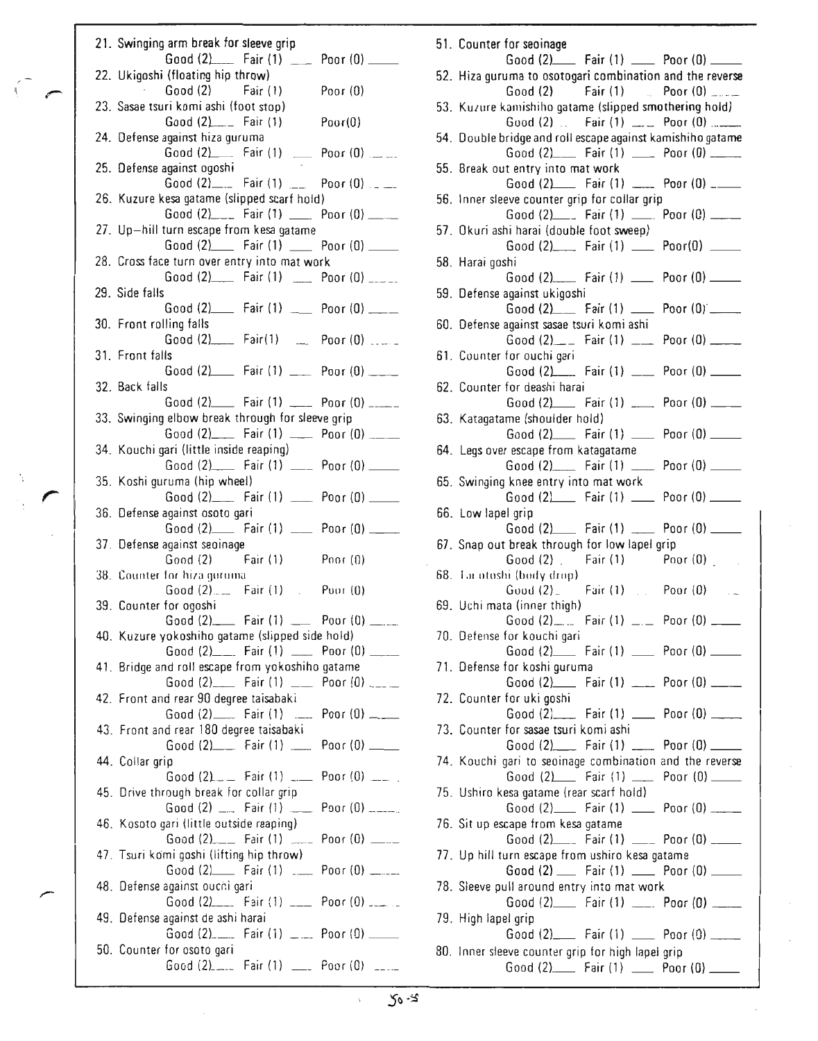21. Swinging arm break for sleeve grip
    Good (2)____ Fair (1) ____ Poor (0) ____
22. Ukigoshi (floating hip throw)
    Good (2) Fair (1) Poor (0)
23. Sasae tsuri komi ashi (foot stop)
    Good (2)____ Fair (1) Poor(0)
24. Defense against hiza guruma
    Good (2)____ Fair (1) ____ Poor (0) ____
25. Defense against ogoshi
    Good (2)____ Fair (1) ____ Poor (0) ____
26. Kuzure kesa gatame (slipped scarf hold)
    Good (2)____ Fair (1) ____ Poor (0) ____
27. Up–hill turn escape from kesa gatame
    Good (2)____ Fair (1) ____ Poor (0) ____
28. Cross face turn over entry into mat work
    Good (2)____ Fair (1) ____ Poor (0) ____
29. Side falls
    Good (2)____ Fair (1) ____ Poor (0) ____
30. Front rolling falls
    Good (2)____ Fair(1) ____ Poor (0) ____
31. Front falls
    Good (2)____ Fair (1) ____ Poor (0) ____
32. Back falls
    Good (2)____ Fair (1) ____ Poor (0) ____
33. Swinging elbow break through for sleeve grip
    Good (2)____ Fair (1) ____ Poor (0) ____
34. Kouchi gari (little inside reaping)
    Good (2)____ Fair (1) ____ Poor (0) ____
35. Koshi guruma (hip wheel)
    Good (2)____ Fair (1) ____ Poor (0) ____
36. Defense against osoto gari
    Good (2)____ Fair (1) ____ Poor (0) ____
37. Defense against seoinage
    Good (2) Fair (1) Poor (0)
38. Counter for hiza guruma
    Good (2)____ Fair (1) Poor (0)
39. Counter for ogoshi
    Good (2)____ Fair (1) ____ Poor (0) ____
40. Kuzure yokoshiho gatame (slipped side hold)
    Good (2)____ Fair (1) ____ Poor (0) ____
41. Bridge and roll escape from yokoshiho gatame
    Good (2)____ Fair (1) ____ Poor (0) ____
42. Front and rear 90 degree taisabaki
    Good (2)____ Fair (1) ____ Poor (0) ____
43. Front and rear 180 degree taisabaki
    Good (2)____ Fair (1) ____ Poor (0) ____
44. Collar grip
    Good (2)____ Fair (1) ____ Poor (0) ____
45. Drive through break for collar grip
    Good (2) ____ Fair (1) ____ Poor (0) ____
46. Kosoto gari (little outside reaping)
    Good (2)____ Fair (1) ____ Poor (0) ____
47. Tsuri komi goshi (lifting hip throw)
    Good (2)____ Fair (1) ____ Poor (0) ____
48. Defense against ouchi gari
    Good (2)____ Fair (1) ____ Poor (0) ____
49. Defense against de ashi harai
    Good (2)____ Fair (1) ____ Poor (0) ____
50. Counter for osoto gari
    Good (2)____ Fair (1) ____ Poor (0) ____
51. Counter for seoinage
    Good (2)____ Fair (1) ____ Poor (0) ____
52. Hiza guruma to osotogari combination and the reverse
    Good (2) Fair (1) Poor (0) ____
53. Kuzure kamishiho gatame (slipped smothering hold)
    Good (2) Fair (1) ____ Poor (0) ____
54. Double bridge and roll escape against kamishiho gatame
    Good (2)____ Fair (1) ____ Poor (0) ____
55. Break out entry into mat work
    Good (2)____ Fair (1) ____ Poor (0) ____
56. Inner sleeve counter grip for collar grip
    Good (2)____ Fair (1) ____ Poor (0) ____
57. Okuri ashi harai (double foot sweep)
    Good (2)____ Fair (1) ____ Poor(0) ____
58. Harai goshi
    Good (2)____ Fair (1) ____ Poor (0) ____
59. Defense against ukigoshi
    Good (2)____ Fair (1) ____ Poor (0) ____
60. Defense against sasae tsuri komi ashi
    Good (2)____ Fair (1) ____ Poor (0) ____
61. Counter for ouchi gari
    Good (2)____ Fair (1) ____ Poor (0) ____
62. Counter for deashi harai
    Good (2)____ Fair (1) ____ Poor (0) ____
63. Katagatame (shoulder hold)
    Good (2)____ Fair (1) ____ Poor (0) ____
64. Legs over escape from katagatame
    Good (2)____ Fair (1) ____ Poor (0) ____
65. Swinging knee entry into mat work
    Good (2)____ Fair (1) ____ Poor (0) ____
66. Low lapel grip
    Good (2)____ Fair (1) ____ Poor (0) ____
67. Snap out break through for low lapel grip
    Good (2) Fair (1) Poor (0)
68. Tai otoshi (body drop)
    Good (2) Fair (1) Poor (0)
69. Uchi mata (inner thigh)
    Good (2)____ Fair (1) ____ Poor (0) ____
70. Defense for kouchi gari
    Good (2)____ Fair (1) ____ Poor (0) ____
71. Defense for koshi guruma
    Good (2)____ Fair (1) ____ Poor (0) ____
72. Counter for uki goshi
    Good (2)____ Fair (1) ____ Poor (0) ____
73. Counter for sasae tsuri komi ashi
    Good (2)____ Fair (1) ____ Poor (0) ____
74. Kouchi gari to seoinage combination and the reverse
    Good (2)____ Fair (1) ____ Poor (0) ____
75. Ushiro kesa gatame (rear scarf hold)
    Good (2)____ Fair (1) ____ Poor (0) ____
76. Sit up escape from kesa gatame
    Good (2)____ Fair (1) ____ Poor (0) ____
77. Up hill turn escape from ushiro kesa gatame
    Good (2) ____ Fair (1) ____ Poor (0) ____
78. Sleeve pull around entry into mat work
    Good (2)____ Fair (1) ____ Poor (0) ____
79. High lapel grip
    Good (2)____ Fair (1) ____ Poor (0) ____
80. Inner sleeve counter grip for high lapel grip
    Good (2)____ Fair (1) ____ Poor (0) ____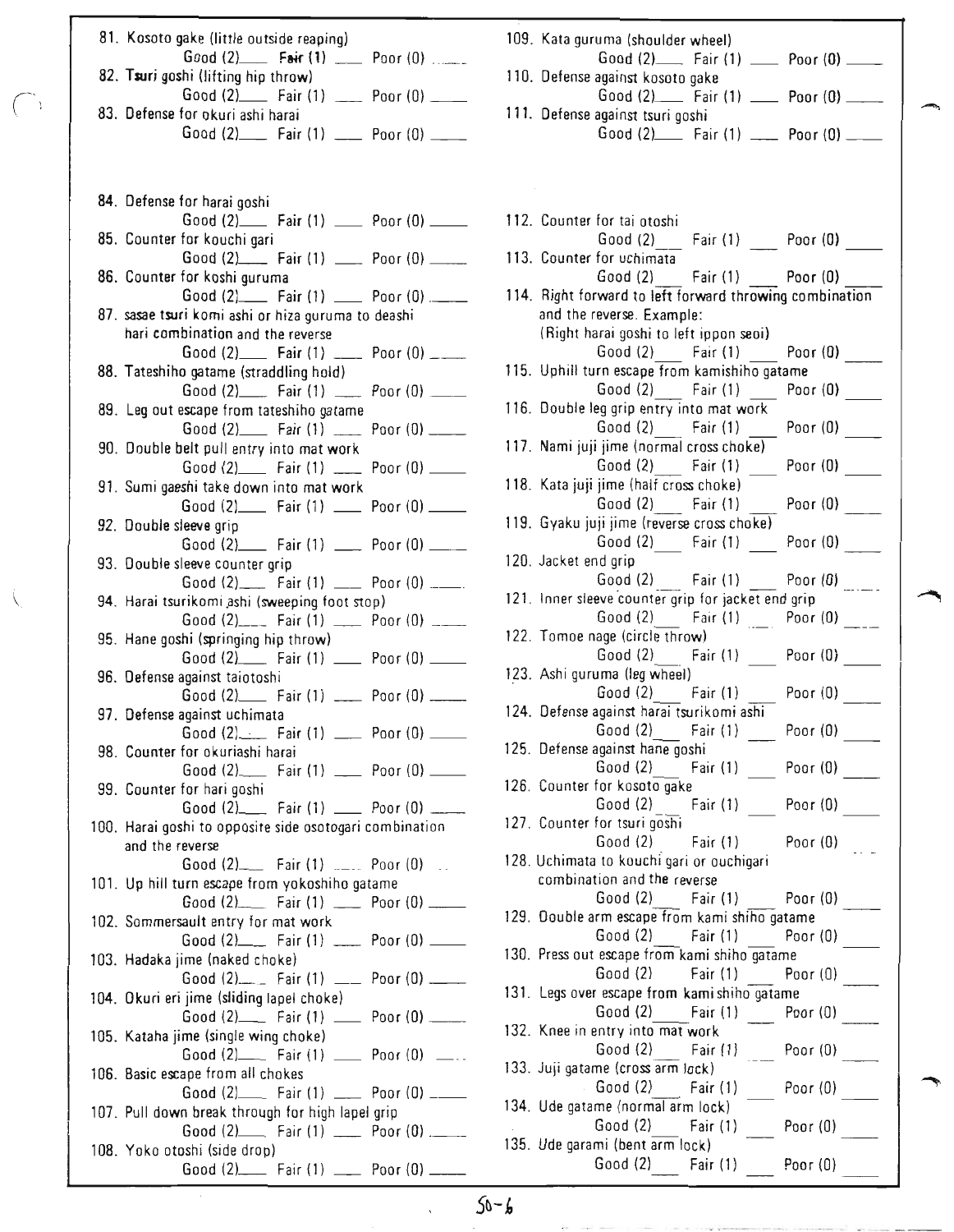81. Kosoto gake (little outside reaping)
    Good (2)____ Fair (1) ____ Poor (0) ____
82. Tsuri goshi (lifting hip throw)
    Good (2)____ Fair (1) ____ Poor (0) ____
83. Defense for okuri ashi harai
    Good (2)____ Fair (1) ____ Poor (0) ____
84. Defense for harai goshi
    Good (2)____ Fair (1) ____ Poor (0) ____
85. Counter for kouchi gari
    Good (2)____ Fair (1) ____ Poor (0) ____
86. Counter for koshi guruma
    Good (2)____ Fair (1) ____ Poor (0) ____
87. sasae tsuri komi ashi or hiza guruma to deashi hari combination and the reverse
    Good (2)____ Fair (1) ____ Poor (0) ____
88. Tateshiho gatame (straddling hold)
    Good (2)____ Fair (1) ____ Poor (0) ____
89. Leg out escape from tateshiho gatame
    Good (2)____ Fair (1) ____ Poor (0) ____
90. Double belt pull entry into mat work
    Good (2)____ Fair (1) ____ Poor (0) ____
91. Sumi gaeshi take down into mat work
    Good (2)____ Fair (1) ____ Poor (0) ____
92. Double sleeve grip
    Good (2)____ Fair (1) ____ Poor (0) ____
93. Double sleeve counter grip
    Good (2)____ Fair (1) ____ Poor (0) ____
94. Harai tsurikomi ashi (sweeping foot stop)
    Good (2)____ Fair (1) ____ Poor (0) ____
95. Hane goshi (springing hip throw)
    Good (2)____ Fair (1) ____ Poor (0) ____
96. Defense against taiotoshi
    Good (2)____ Fair (1) ____ Poor (0) ____
97. Defense against uchimata
    Good (2)____ Fair (1) ____ Poor (0) ____
98. Counter for okuriashi harai
    Good (2)____ Fair (1) ____ Poor (0) ____
99. Counter for hari goshi
    Good (2)____ Fair (1) ____ Poor (0) ____
100. Harai goshi to opposite side osotogari combination and the reverse
    Good (2)____ Fair (1) ____ Poor (0) ____
101. Up hill turn escape from yokoshiho gatame
    Good (2)____ Fair (1) ____ Poor (0) ____
102. Sommersault entry for mat work
    Good (2)____ Fair (1) ____ Poor (0) ____
103. Hadaka jime (naked choke)
    Good (2)____ Fair (1) ____ Poor (0) ____
104. Okuri eri jime (sliding lapel choke)
    Good (2)____ Fair (1) ____ Poor (0) ____
105. Kataha jime (single wing choke)
    Good (2)____ Fair (1) ____ Poor (0) ____
106. Basic escape from all chokes
    Good (2)____ Fair (1) ____ Poor (0) ____
107. Pull down break through for high lapel grip
    Good (2)____ Fair (1) ____ Poor (0) ____
108. Yoko otoshi (side drop)
    Good (2)____ Fair (1) ____ Poor (0) ____
109. Kata guruma (shoulder wheel)
    Good (2)____ Fair (1) ____ Poor (0) ____
110. Defense against kosoto gake
    Good (2)____ Fair (1) ____ Poor (0) ____
111. Defense against tsuri goshi
    Good (2)____ Fair (1) ____ Poor (0) ____
112. Counter for tai otoshi
    Good (2)____ Fair (1) ____ Poor (0) ____
113. Counter for uchimata
    Good (2)____ Fair (1) ____ Poor (0) ____
114. Right forward to left forward throwing combination and the reverse. Example: (Right harai goshi to left ippon seoi)
    Good (2)____ Fair (1) ____ Poor (0) ____
115. Uphill turn escape from kamishiho gatame
    Good (2)____ Fair (1) ____ Poor (0) ____
116. Double leg grip entry into mat work
    Good (2)____ Fair (1) ____ Poor (0) ____
117. Nami juji jime (normal cross choke)
    Good (2)____ Fair (1) ____ Poor (0) ____
118. Kata juji jime (half cross choke)
    Good (2)____ Fair (1) ____ Poor (0) ____
119. Gyaku juji jime (reverse cross choke)
    Good (2)____ Fair (1) ____ Poor (0) ____
120. Jacket end grip
    Good (2)____ Fair (1) ____ Poor (0) ____
121. Inner sleeve counter grip for jacket end grip
    Good (2)____ Fair (1) ____ Poor (0) ____
122. Tomoe nage (circle throw)
    Good (2)____ Fair (1) ____ Poor (0) ____
123. Ashi guruma (leg wheel)
    Good (2)____ Fair (1) ____ Poor (0) ____
124. Defense against harai tsurikomi ashi
    Good (2)____ Fair (1) ____ Poor (0) ____
125. Defense against hane goshi
    Good (2)____ Fair (1) ____ Poor (0) ____
126. Counter for kosoto gake
    Good (2)____ Fair (1) ____ Poor (0) ____
127. Counter for tsuri goshi
    Good (2)____ Fair (1) ____ Poor (0) ____
128. Uchimata to kouchi gari or ouchigari combination and the reverse
    Good (2)____ Fair (1) ____ Poor (0) ____
129. Double arm escape from kami shiho gatame
    Good (2)____ Fair (1) ____ Poor (0) ____
130. Press out escape from kami shiho gatame
    Good (2)____ Fair (1) ____ Poor (0) ____
131. Legs over escape from kamishiho gatame
    Good (2)____ Fair (1) ____ Poor (0) ____
132. Knee in entry into mat work
    Good (2)____ Fair (1) ____ Poor (0) ____
133. Juji gatame (cross arm lock)
    Good (2)____ Fair (1) ____ Poor (0) ____
134. Ude gatame (normal arm lock)
    Good (2)____ Fair (1) ____ Poor (0) ____
135. Ude garami (bent arm lock)
    Good (2)____ Fair (1) ____ Poor (0) ____

50-6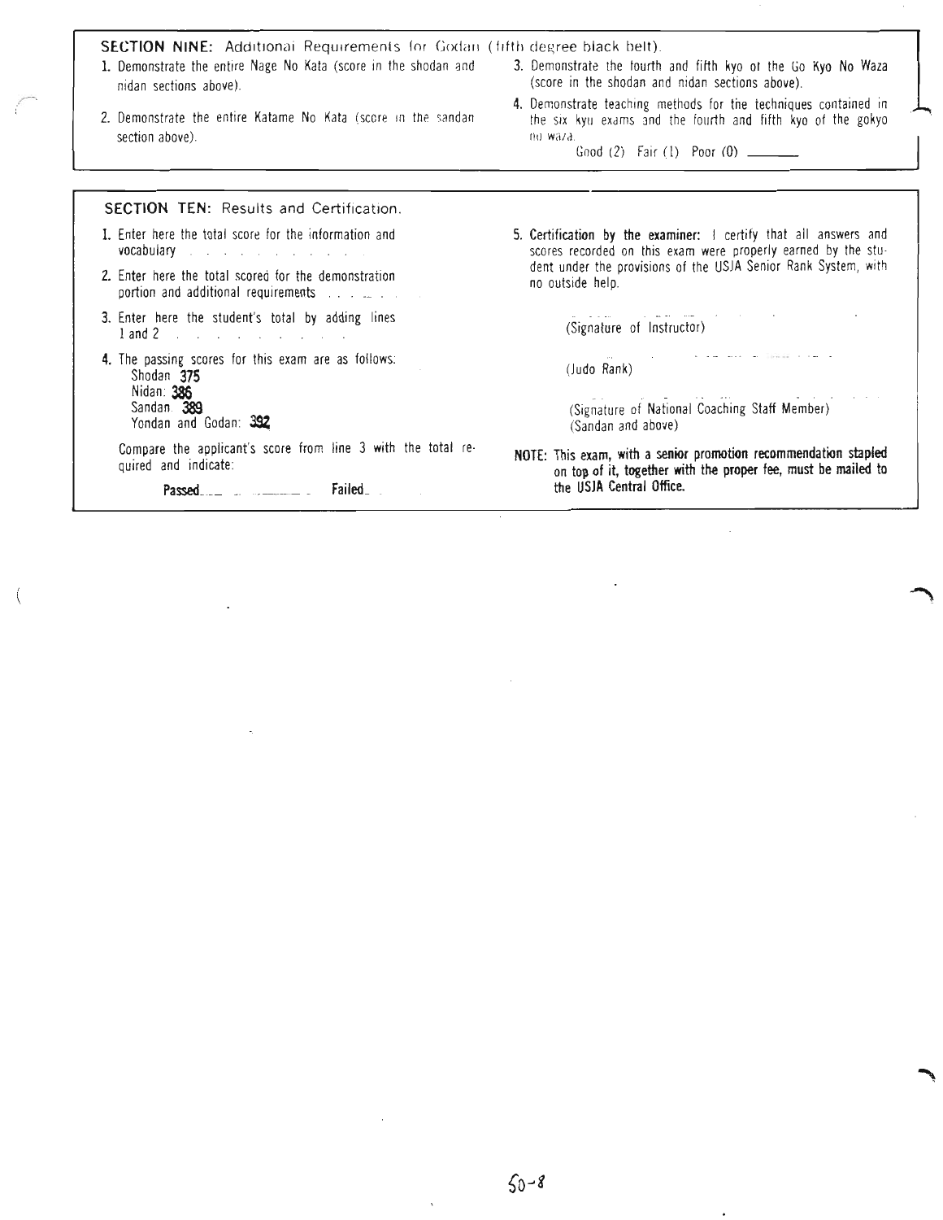**SECTION NINE:** Additional Requirements for Godan (fifth degree black belt).

1. Demonstrate the entire Nage No Kata (score in the shodan and nidan sections above).
2. Demonstrate the entire Katame No Kata (score in the sandan section above).
3. Demonstrate the fourth and fifth kyo of the Go Kyo No Waza (score in the shodan and nidan sections above).
4. Demonstrate teaching methods for the techniques contained in the six kyu exams and the fourth and fifth kyo of the gokyo no waza.

   Good (2) Fair (1) Poor (0) _______

**SECTION TEN:** Results and Certification.

1. Enter here the total score for the information and vocabulary . . . . . . . . . . .
2. Enter here the total scored for the demonstration portion and additional requirements . . . . . .
3. Enter here the student's total by adding lines 1 and 2 . . . . . . . . . .
4. The passing scores for this exam are as follows:
   - Shodan **375**
   - Nidan: **386**
   - Sandan: **389**
   - Yondan and Godan: **392**

   Compare the applicant's score from line 3 with the total required and indicate:

   **Passed**__________ **Failed**____

5. **Certification by the examiner:** I certify that all answers and scores recorded on this exam were properly earned by the student under the provisions of the USJA Senior Rank System, with no outside help.

   ____________________
   (Signature of Instructor)

   ____________________
   (Judo Rank)

   ____________________
   (Signature of National Coaching Staff Member)
   (Sandan and above)

**NOTE: This exam, with a senior promotion recommendation stapled on top of it, together with the proper fee, must be mailed to the USJA Central Office.**

50-8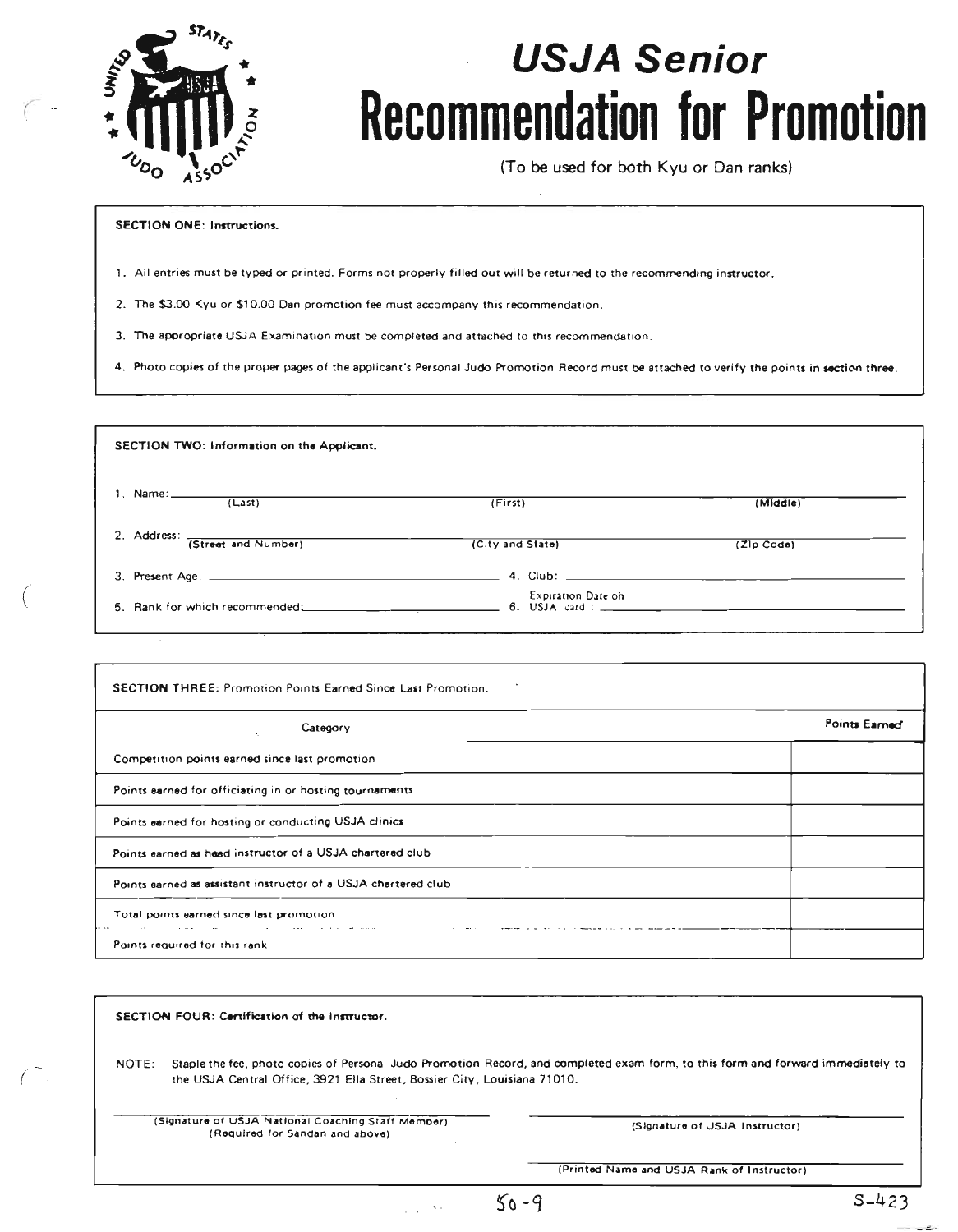# USJA Senior
# Recommendation for Promotion

(To be used for both Kyu or Dan ranks)

**SECTION ONE: Instructions.**

1. All entries must be typed or printed. Forms not properly filled out will be returned to the recommending instructor.
2. The $3.00 Kyu or $10.00 Dan promotion fee must accompany this recommendation.
3. The appropriate USJA Examination must be completed and attached to this recommendation.
4. Photo copies of the proper pages of the applicant's Personal Judo Promotion Record must be attached to verify the points in section three.

**SECTION TWO: Information on the Applicant.**

1. Name: ______________________ (Last) ______________________ (First) ______________________ (Middle)

2. Address: ______________________ (Street and Number) ______________________ (City and State) ______________________ (Zip Code)

3. Present Age: ______________________ 4. Club: ______________________

5. Rank for which recommended: ______________________ 6. Expiration Date on USJA card: ______________________

**SECTION THREE:** Promotion Points Earned Since Last Promotion.

| Category | Points Earned |
|---|---|
| Competition points earned since last promotion | |
| Points earned for officiating in or hosting tournaments | |
| Points earned for hosting or conducting USJA clinics | |
| Points earned as head instructor of a USJA chartered club | |
| Points earned as assistant instructor of a USJA chartered club | |
| Total points earned since last promotion | |
| Points required for this rank | |

**SECTION FOUR: Certification of the Instructor.**

NOTE: Staple the fee, photo copies of Personal Judo Promotion Record, and completed exam form, to this form and forward immediately to the USJA Central Office, 3921 Ella Street, Bossier City, Louisiana 71010.

______________________
(Signature of USJA National Coaching Staff Member)
(Required for Sandan and above)

______________________
(Signature of USJA Instructor)

______________________
(Printed Name and USJA Rank of Instructor)

50-9

S-423